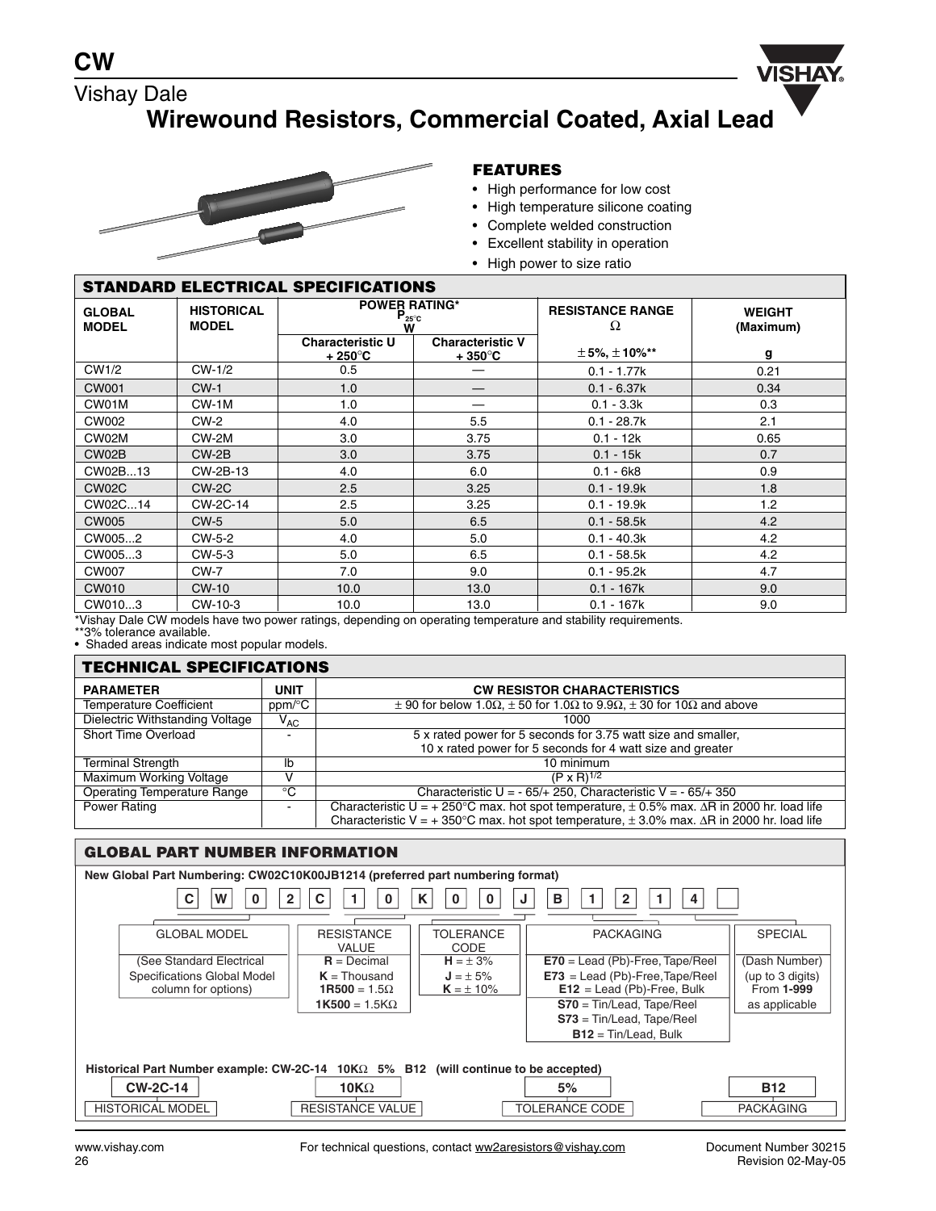# CW

## Vishay Dale

## Wirewound Resistors, Commercial Coated, Axial Lead

### FEATURES

- High performance for low cost
- High temperature silicone coating
- Complete welded construction
- Excellent stability in operation
- High power to size ratio

### STANDARD ELECTRICAL SPECIFICATIONS

| GLOBAL MODEL | HISTORICAL MODEL | POWER RATING* $P_{25°C}$ W | | RESISTANCE RANGE Ω | WEIGHT (Maximum) |
|---|---|---|---|---|---|
| | | Characteristic U + 250°C | Characteristic V + 350°C | ± 5%, ± 10%** | g |
| CW1/2 | CW-1/2 | 0.5 | — | 0.1 - 1.77k | 0.21 |
| CW001 | CW-1 | 1.0 | — | 0.1 - 6.37k | 0.34 |
| CW01M | CW-1M | 1.0 | — | 0.1 - 3.3k | 0.3 |
| CW002 | CW-2 | 4.0 | 5.5 | 0.1 - 28.7k | 2.1 |
| CW02M | CW-2M | 3.0 | 3.75 | 0.1 - 12k | 0.65 |
| CW02B | CW-2B | 3.0 | 3.75 | 0.1 - 15k | 0.7 |
| CW02B...13 | CW-2B-13 | 4.0 | 6.0 | 0.1 - 6k8 | 0.9 |
| CW02C | CW-2C | 2.5 | 3.25 | 0.1 - 19.9k | 1.8 |
| CW02C...14 | CW-2C-14 | 2.5 | 3.25 | 0.1 - 19.9k | 1.2 |
| CW005 | CW-5 | 5.0 | 6.5 | 0.1 - 58.5k | 4.2 |
| CW005...2 | CW-5-2 | 4.0 | 5.0 | 0.1 - 40.3k | 4.2 |
| CW005...3 | CW-5-3 | 5.0 | 6.5 | 0.1 - 58.5k | 4.2 |
| CW007 | CW-7 | 7.0 | 9.0 | 0.1 - 95.2k | 4.7 |
| CW010 | CW-10 | 10.0 | 13.0 | 0.1 - 167k | 9.0 |
| CW010...3 | CW-10-3 | 10.0 | 13.0 | 0.1 - 167k | 9.0 |

*Vishay Dale CW models have two power ratings, depending on operating temperature and stability requirements.
**3% tolerance available.
- Shaded areas indicate most popular models.

### TECHNICAL SPECIFICATIONS

| PARAMETER | UNIT | CW RESISTOR CHARACTERISTICS |
|---|---|---|
| Temperature Coefficient | ppm/°C | ± 90 for below 1.0Ω, ± 50 for 1.0Ω to 9.9Ω, ± 30 for 10Ω and above |
| Dielectric Withstanding Voltage | $V_{AC}$ | 1000 |
| Short Time Overload | - | 5 x rated power for 5 seconds for 3.75 watt size and smaller, 10 x rated power for 5 seconds for 4 watt size and greater |
| Terminal Strength | lb | 10 minimum |
| Maximum Working Voltage | V | $(P \times R)^{1/2}$ |
| Operating Temperature Range | °C | Characteristic U = - 65/+ 250, Characteristic V = - 65/+ 350 |
| Power Rating | - | Characteristic U = + 250°C max. hot spot temperature, ± 0.5% max. ΔR in 2000 hr. load life; Characteristic V = + 350°C max. hot spot temperature, ± 3.0% max. ΔR in 2000 hr. load life |

### GLOBAL PART NUMBER INFORMATION

**New Global Part Numbering: CW02C10K00JB1214 (preferred part numbering format)**

| C | W | 0 | 2 | C | 1 | 0 | K | 0 | 0 | J | B | 1 | 2 | 1 | 4 | |
|---|---|---|---|---|---|---|---|---|---|---|---|---|---|---|---|---|

| GLOBAL MODEL | RESISTANCE VALUE | TOLERANCE CODE | PACKAGING | SPECIAL |
|---|---|---|---|---|
| (See Standard Electrical Specifications Global Model column for options) | **R** = Decimal<br>**K** = Thousand<br>**1R500** = 1.5Ω<br>**1K500** = 1.5KΩ | **H** = ± 3%<br>**J** = ± 5%<br>**K** = ± 10% | **E70** = Lead (Pb)-Free, Tape/Reel<br>**E73** = Lead (Pb)-Free, Tape/Reel<br>**E12** = Lead (Pb)-Free, Bulk<br>**S70** = Tin/Lead, Tape/Reel<br>**S73** = Tin/Lead, Tape/Reel<br>**B12** = Tin/Lead, Bulk | (Dash Number)<br>(up to 3 digits)<br>From **1-999**<br>as applicable |

**Historical Part Number example: CW-2C-14 10KΩ 5% B12 (will continue to be accepted)**

| CW-2C-14 | 10KΩ | 5% | B12 |
|---|---|---|---|
| HISTORICAL MODEL | RESISTANCE VALUE | TOLERANCE CODE | PACKAGING |

For technical questions, contact ww2aresistors@vishay.com

Document Number 30215
Revision 02-May-05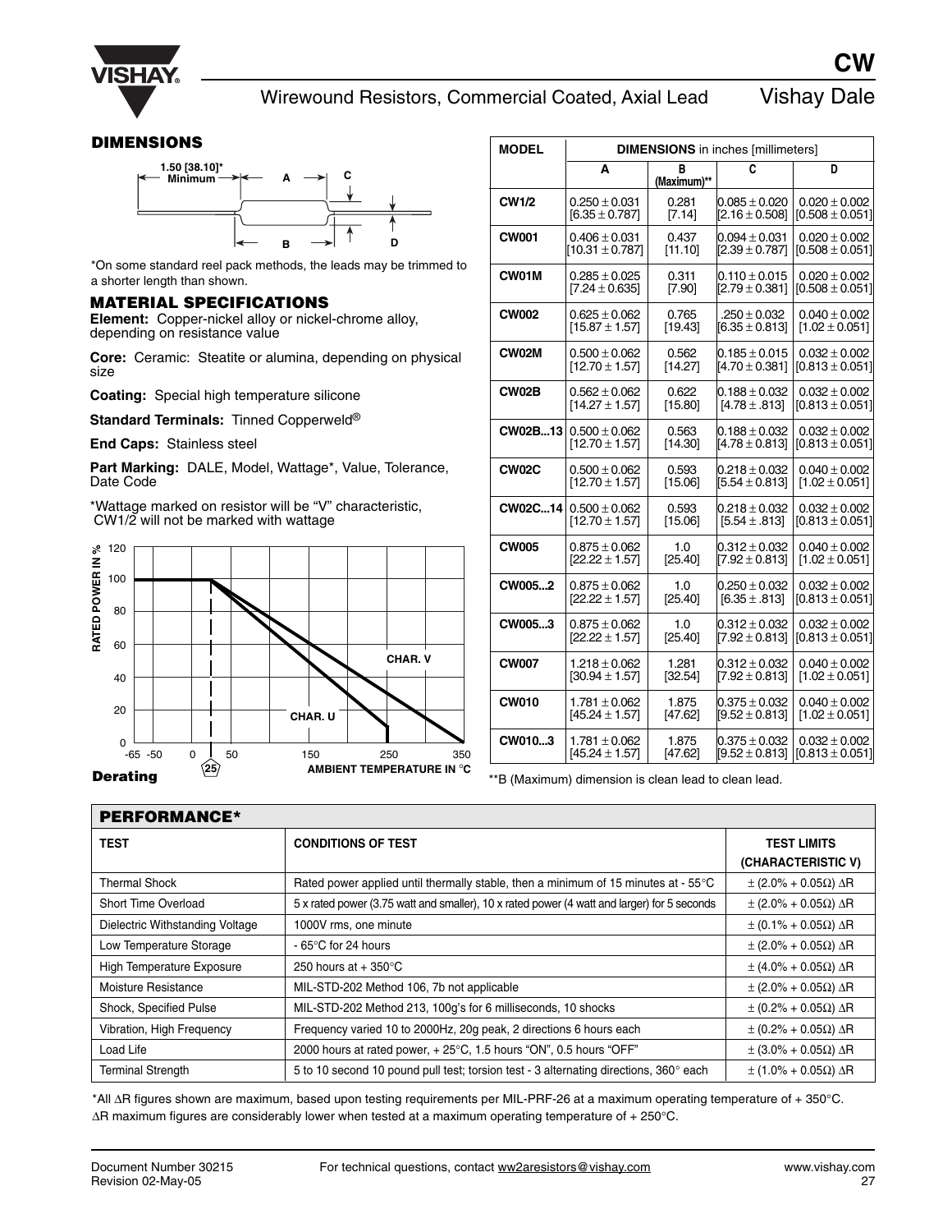## DIMENSIONS

1.50 [38.10]* Minimum

A

B

C

D

*On some standard reel pack methods, the leads may be trimmed to a shorter length than shown.

## MATERIAL SPECIFICATIONS

**Element:** Copper-nickel alloy or nickel-chrome alloy, depending on resistance value

**Core:** Ceramic: Steatite or alumina, depending on physical size

**Coating:** Special high temperature silicone

**Standard Terminals:** Tinned Copperweld®

**End Caps:** Stainless steel

**Part Marking:** DALE, Model, Wattage*, Value, Tolerance, Date Code

*Wattage marked on resistor will be "V" characteristic, CW1/2 will not be marked with wattage

RATED POWER IN %

120
100
80
60
40
20
0

-65 -50 0 25 50 150 250 350

AMBIENT TEMPERATURE IN °C

CHAR. V

CHAR. U

**Derating**

| MODEL | DIMENSIONS in inches [millimeters] | | | |
|---|---|---|---|---|
| | A | B (Maximum)** | C | D |
| CW1/2 | 0.250 ± 0.031 [6.35 ± 0.787] | 0.281 [7.14] | 0.085 ± 0.020 [2.16 ± 0.508] | 0.020 ± 0.002 [0.508 ± 0.051] |
| CW001 | 0.406 ± 0.031 [10.31 ± 0.787] | 0.437 [11.10] | 0.094 ± 0.031 [2.39 ± 0.787] | 0.020 ± 0.002 [0.508 ± 0.051] |
| CW01M | 0.285 ± 0.025 [7.24 ± 0.635] | 0.311 [7.90] | 0.110 ± 0.015 [2.79 ± 0.381] | 0.020 ± 0.002 [0.508 ± 0.051] |
| CW002 | 0.625 ± 0.062 [15.87 ± 1.57] | 0.765 [19.43] | .250 ± 0.032 [6.35 ± 0.813] | 0.040 ± 0.002 [1.02 ± 0.051] |
| CW02M | 0.500 ± 0.062 [12.70 ± 1.57] | 0.562 [14.27] | 0.185 ± 0.015 [4.70 ± 0.381] | 0.032 ± 0.002 [0.813 ± 0.051] |
| CW02B | 0.562 ± 0.062 [14.27 ± 1.57] | 0.622 [15.80] | 0.188 ± 0.032 [4.78 ± .813] | 0.032 ± 0.002 [0.813 ± 0.051] |
| CW02B...13 | 0.500 ± 0.062 [12.70 ± 1.57] | 0.563 [14.30] | 0.188 ± 0.032 [4.78 ± 0.813] | 0.032 ± 0.002 [0.813 ± 0.051] |
| CW02C | 0.500 ± 0.062 [12.70 ± 1.57] | 0.593 [15.06] | 0.218 ± 0.032 [5.54 ± 0.813] | 0.040 ± 0.002 [1.02 ± 0.051] |
| CW02C...14 | 0.500 ± 0.062 [12.70 ± 1.57] | 0.593 [15.06] | 0.218 ± 0.032 [5.54 ± .813] | 0.032 ± 0.002 [0.813 ± 0.051] |
| CW005 | 0.875 ± 0.062 [22.22 ± 1.57] | 1.0 [25.40] | 0.312 ± 0.032 [7.92 ± 0.813] | 0.040 ± 0.002 [1.02 ± 0.051] |
| CW005...2 | 0.875 ± 0.062 [22.22 ± 1.57] | 1.0 [25.40] | 0.250 ± 0.032 [6.35 ± .813] | 0.032 ± 0.002 [0.813 ± 0.051] |
| CW005...3 | 0.875 ± 0.062 [22.22 ± 1.57] | 1.0 [25.40] | 0.312 ± 0.032 [7.92 ± 0.813] | 0.032 ± 0.002 [0.813 ± 0.051] |
| CW007 | 1.218 ± 0.062 [30.94 ± 1.57] | 1.281 [32.54] | 0.312 ± 0.032 [7.92 ± 0.813] | 0.040 ± 0.002 [1.02 ± 0.051] |
| CW010 | 1.781 ± 0.062 [45.24 ± 1.57] | 1.875 [47.62] | 0.375 ± 0.032 [9.52 ± 0.813] | 0.040 ± 0.002 [1.02 ± 0.051] |
| CW010...3 | 1.781 ± 0.062 [45.24 ± 1.57] | 1.875 [47.62] | 0.375 ± 0.032 [9.52 ± 0.813] | 0.032 ± 0.002 [0.813 ± 0.051] |

**B (Maximum) dimension is clean lead to clean lead.

## PERFORMANCE*

| TEST | CONDITIONS OF TEST | TEST LIMITS (CHARACTERISTIC V) |
|---|---|---|
| Thermal Shock | Rated power applied until thermally stable, then a minimum of 15 minutes at - 55°C | ± (2.0% + 0.05Ω) ΔR |
| Short Time Overload | 5 x rated power (3.75 watt and smaller), 10 x rated power (4 watt and larger) for 5 seconds | ± (2.0% + 0.05Ω) ΔR |
| Dielectric Withstanding Voltage | 1000V rms, one minute | ± (0.1% + 0.05Ω) ΔR |
| Low Temperature Storage | - 65°C for 24 hours | ± (2.0% + 0.05Ω) ΔR |
| High Temperature Exposure | 250 hours at + 350°C | ± (4.0% + 0.05Ω) ΔR |
| Moisture Resistance | MIL-STD-202 Method 106, 7b not applicable | ± (2.0% + 0.05Ω) ΔR |
| Shock, Specified Pulse | MIL-STD-202 Method 213, 100g's for 6 milliseconds, 10 shocks | ± (0.2% + 0.05Ω) ΔR |
| Vibration, High Frequency | Frequency varied 10 to 2000Hz, 20g peak, 2 directions 6 hours each | ± (0.2% + 0.05Ω) ΔR |
| Load Life | 2000 hours at rated power, + 25°C, 1.5 hours "ON", 0.5 hours "OFF" | ± (3.0% + 0.05Ω) ΔR |
| Terminal Strength | 5 to 10 second 10 pound pull test; torsion test - 3 alternating directions, 360° each | ± (1.0% + 0.05Ω) ΔR |

*All ΔR figures shown are maximum, based upon testing requirements per MIL-PRF-26 at a maximum operating temperature of + 350°C. ΔR maximum figures are considerably lower when tested at a maximum operating temperature of + 250°C.